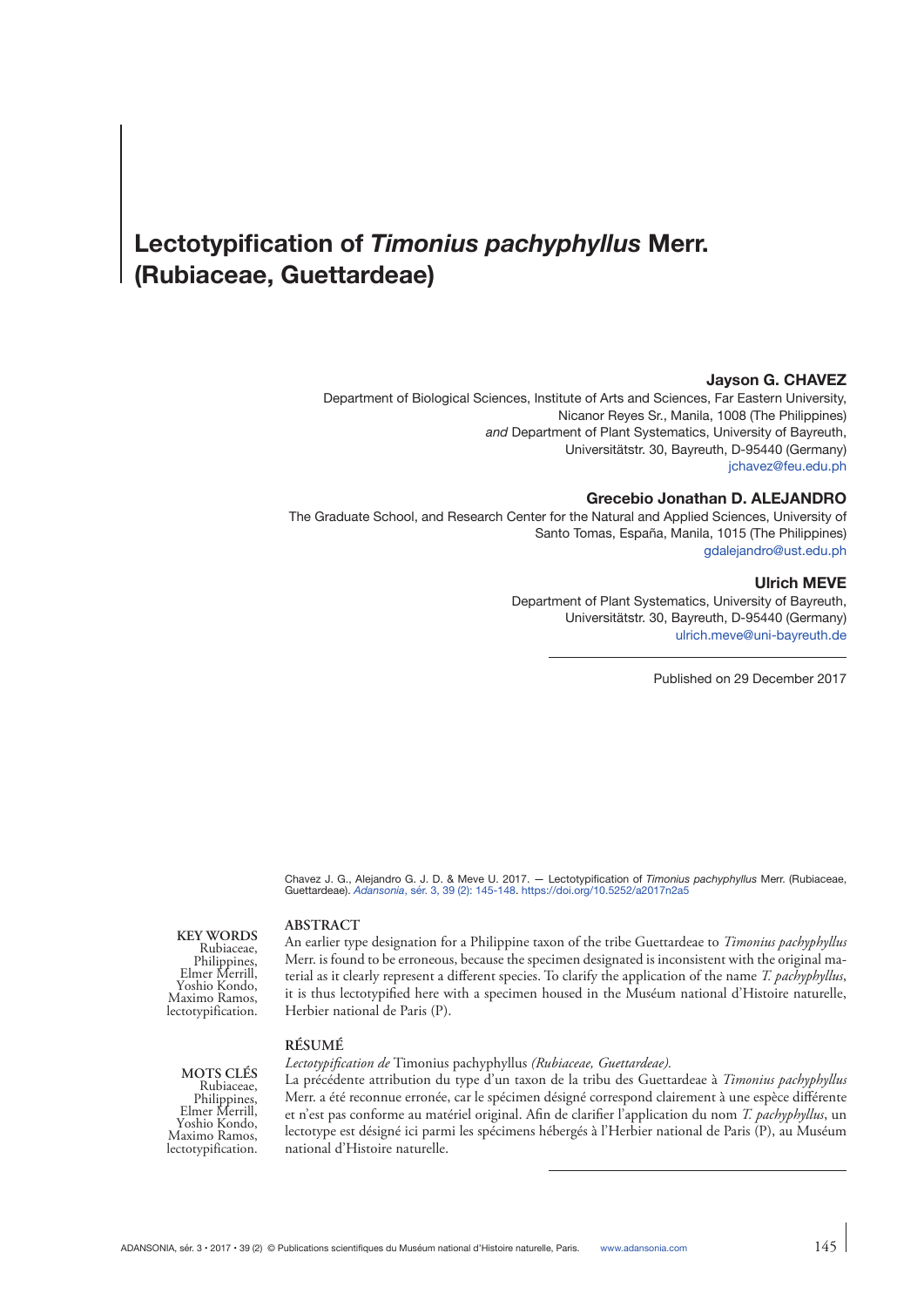# Lectotypification of *Timonius pachyphyllus* Merr. (Rubiaceae, Guettardeae)

**Jayson G. CHAVEZ**

Department of Biological Sciences, Institute of Arts and Sciences, Far Eastern University, Nicanor Reyes Sr., Manila, 1008 (The Philippines)
*and* Department of Plant Systematics, University of Bayreuth, Universitätstr. 30, Bayreuth, D-95440 (Germany)
jchavez@feu.edu.ph

**Grecebio Jonathan D. ALEJANDRO**

The Graduate School, and Research Center for the Natural and Applied Sciences, University of Santo Tomas, España, Manila, 1015 (The Philippines)
gdalejandro@ust.edu.ph

**Ulrich MEVE**

Department of Plant Systematics, University of Bayreuth, Universitätstr. 30, Bayreuth, D-95440 (Germany)
ulrich.meve@uni-bayreuth.de

Published on 29 December 2017

Chavez J. G., Alejandro G. J. D. & Meve U. 2017. — Lectotypification of *Timonius pachyphyllus* Merr. (Rubiaceae, Guettardeae). *Adansonia*, sér. 3, 39 (2): 145-148. https://doi.org/10.5252/a2017n2a5

**KEY WORDS**
Rubiaceae,
Philippines,
Elmer Merrill,
Yoshio Kondo,
Maximo Ramos,
lectotypification.

## ABSTRACT

An earlier type designation for a Philippine taxon of the tribe Guettardeae to *Timonius pachyphyllus* Merr. is found to be erroneous, because the specimen designated is inconsistent with the original material as it clearly represent a different species. To clarify the application of the name *T. pachyphyllus*, it is thus lectotypified here with a specimen housed in the Muséum national d'Histoire naturelle, Herbier national de Paris (P).

**MOTS CLÉS**
Rubiaceae,
Philippines,
Elmer Merrill,
Yoshio Kondo,
Maximo Ramos,
lectotypification.

## RÉSUMÉ

*Lectotypification de* Timonius pachyphyllus *(Rubiaceae, Guettardeae).*

La précédente attribution du type d'un taxon de la tribu des Guettardeae à *Timonius pachyphyllus* Merr. a été reconnue erronée, car le spécimen désigné correspond clairement à une espèce différente et n'est pas conforme au matériel original. Afin de clarifier l'application du nom *T. pachyphyllus*, un lectotype est désigné ici parmi les spécimens hébergés à l'Herbier national de Paris (P), au Muséum national d'Histoire naturelle.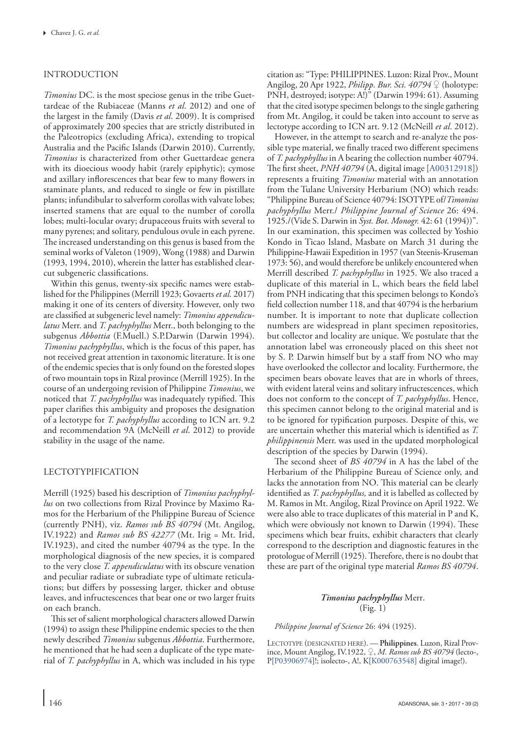## INTRODUCTION

*Timonius* DC. is the most speciose genus in the tribe Guettardeae of the Rubiaceae (Manns *et al*. 2012) and one of the largest in the family (Davis *et al*. 2009). It is comprised of approximately 200 species that are strictly distributed in the Paleotropics (excluding Africa), extending to tropical Australia and the Pacific Islands (Darwin 2010). Currently, *Timonius* is characterized from other Guettardeae genera with its dioecious woody habit (rarely epiphytic); cymose and axillary inflorescences that bear few to many flowers in staminate plants, and reduced to single or few in pistillate plants; infundibular to salverform corollas with valvate lobes; inserted stamens that are equal to the number of corolla lobes; multi-locular ovary; drupaceous fruits with several to many pyrenes; and solitary, pendulous ovule in each pyrene. The increased understanding on this genus is based from the seminal works of Valeton (1909), Wong (1988) and Darwin (1993, 1994, 2010), wherein the latter has established clear-cut subgeneric classifications.

Within this genus, twenty-six specific names were established for the Philippines (Merrill 1923; Govaerts *et al.* 2017) making it one of its centers of diversity. However, only two are classified at subgeneric level namely: *Timonius appendiculatus* Merr. and *T. pachyphyllus* Merr., both belonging to the subgenus *Abbottia* (F.Muell.) S.P.Darwin (Darwin 1994). *Timonius pachyphyllus*, which is the focus of this paper, has not received great attention in taxonomic literature. It is one of the endemic species that is only found on the forested slopes of two mountain tops in Rizal province (Merrill 1925). In the course of an undergoing revision of Philippine *Timonius*, we noticed that *T. pachyphyllus* was inadequately typified. This paper clarifies this ambiguity and proposes the designation of a lectotype for *T. pachyphyllus* according to ICN art. 9.2 and recommendation 9A (McNeill *et al*. 2012) to provide stability in the usage of the name.

## LECTOTYPIFICATION

Merrill (1925) based his description of *Timonius pachyphyllus* on two collections from Rizal Province by Maximo Ramos for the Herbarium of the Philippine Bureau of Science (currently PNH), viz. *Ramos sub BS 40794* (Mt. Angilog, IV.1922) and *Ramos sub BS 42277* (Mt. Irig = Mt. Irid, IV.1923), and cited the number 40794 as the type. In the morphological diagnosis of the new species, it is compared to the very close *T. appendiculatus* with its obscure venation and peculiar radiate or subradiate type of ultimate reticulations; but differs by possessing larger, thicker and obtuse leaves, and infructescences that bear one or two larger fruits on each branch.

This set of salient morphological characters allowed Darwin (1994) to assign these Philippine endemic species to the then newly described *Timonius* subgenus *Abbottia*. Furthermore, he mentioned that he had seen a duplicate of the type material of *T. pachyphyllus* in A, which was included in his type citation as: "Type: PHILIPPINES. Luzon: Rizal Prov., Mount Angilog, 20 Apr 1922, *Philipp. Bur. Sci. 40794* ♀ (holotype: PNH, destroyed; isotype: A!)" (Darwin 1994: 61). Assuming that the cited isotype specimen belongs to the single gathering from Mt. Angilog, it could be taken into account to serve as lectotype according to ICN art. 9.12 (McNeill *et al.* 2012).

However, in the attempt to search and re-analyze the possible type material, we finally traced two different specimens of *T. pachyphyllus* in A bearing the collection number 40794. The first sheet, *PNH 40794* (A, digital image [A00312918]) represents a fruiting *Timonius* material with an annotation from the Tulane University Herbarium (NO) which reads: "Philippine Bureau of Science 40794: ISOTYPE of/*Timonius pachyphyllus* Merr./ *Philippine Journal of Science* 26: 494. 1925./(Vide S. Darwin in *Syst. Bot. Monogr.* 42: 61 (1994))". In our examination, this specimen was collected by Yoshio Kondo in Ticao Island, Masbate on March 31 during the Philippine-Hawaii Expedition in 1957 (van Steenis-Kruseman 1973: 56), and would therefore be unlikely encountered when Merrill described *T. pachyphyllus* in 1925. We also traced a duplicate of this material in L, which bears the field label from PNH indicating that this specimen belongs to Kondo's field collection number 118, and that 40794 is the herbarium number. It is important to note that duplicate collection numbers are widespread in plant specimen repositories, but collector and locality are unique. We postulate that the annotation label was erroneously placed on this sheet not by S. P. Darwin himself but by a staff from NO who may have overlooked the collector and locality. Furthermore, the specimen bears obovate leaves that are in whorls of threes, with evident lateral veins and solitary infructescences, which does not conform to the concept of *T. pachyphyllus*. Hence, this specimen cannot belong to the original material and is to be ignored for typification purposes. Despite of this, we are uncertain whether this material which is identified as *T. philippinensis* Merr. was used in the updated morphological description of the species by Darwin (1994).

The second sheet of *BS 40794* in A has the label of the Herbarium of the Philippine Bureau of Science only, and lacks the annotation from NO. This material can be clearly identified as *T. pachyphyllus*, and it is labelled as collected by M. Ramos in Mt. Angilog, Rizal Province on April 1922. We were also able to trace duplicates of this material in P and K, which were obviously not known to Darwin (1994). These specimens which bear fruits, exhibit characters that clearly correspond to the description and diagnostic features in the protologue of Merrill (1925). Therefore, there is no doubt that these are part of the original type material *Ramos BS 40794*.

### *Timonius pachyphyllus* Merr.
(Fig. 1)

*Philippine Journal of Science* 26: 494 (1925).

LECTOTYPE (DESIGNATED HERE). — **Philippines**. Luzon, Rizal Province, Mount Angilog, IV.1922, ♀, *M. Ramos sub BS 40794* (lecto-, P[P03906974]!; isolecto-, A!, K[K000763548] digital image!).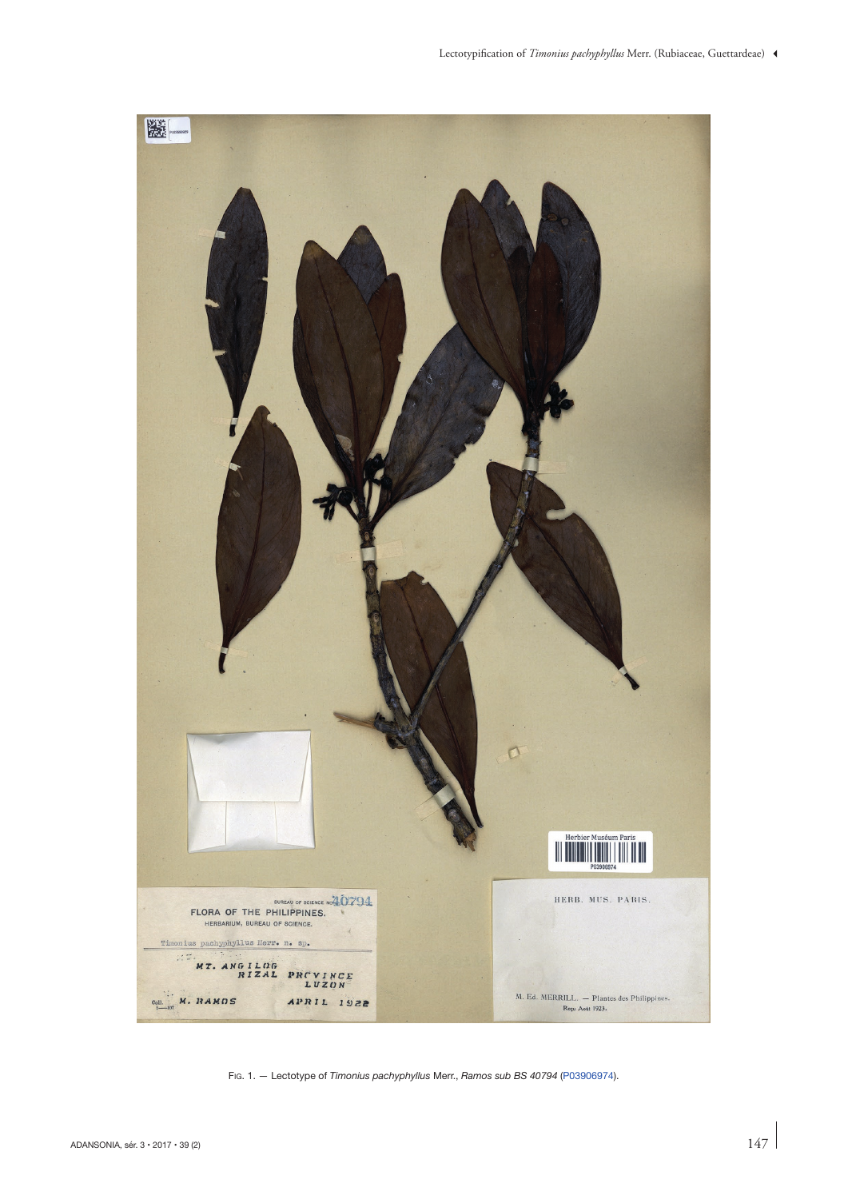FIG. 1. — Lectotype of *Timonius pachyphyllus* Merr., *Ramos sub BS 40794* (P03906974).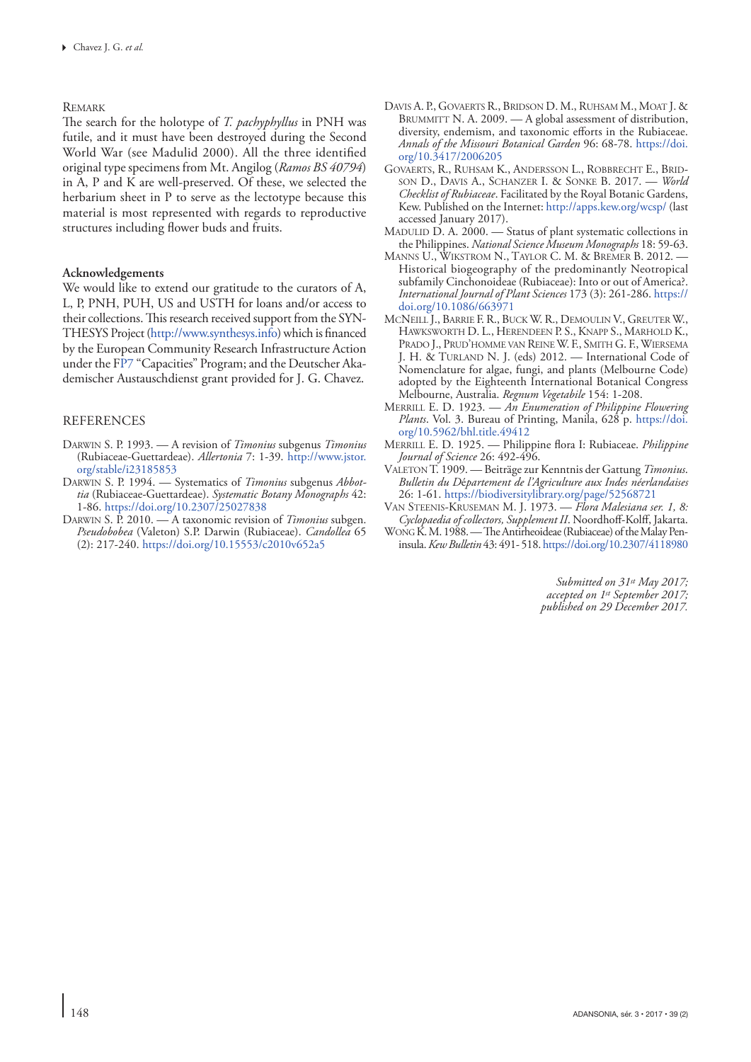Remark

The search for the holotype of *T. pachyphyllus* in PNH was futile, and it must have been destroyed during the Second World War (see Madulid 2000). All the three identified original type specimens from Mt. Angilog (*Ramos BS 40794*) in A, P and K are well-preserved. Of these, we selected the herbarium sheet in P to serve as the lectotype because this material is most represented with regards to reproductive structures including flower buds and fruits.

### Acknowledgements

We would like to extend our gratitude to the curators of A, L, P, PNH, PUH, US and USTH for loans and/or access to their collections. This research received support from the SYNTHESYS Project (http://www.synthesys.info) which is financed by the European Community Research Infrastructure Action under the FP7 "Capacities" Program; and the Deutscher Akademischer Austauschdienst grant provided for J. G. Chavez.

## REFERENCES

Darwin S. P. 1993. — A revision of *Timonius* subgenus *Timonius* (Rubiaceae-Guettardeae). *Allertonia* 7: 1-39. http://www.jstor.org/stable/i23185853

Darwin S. P. 1994. — Systematics of *Timonius* subgenus *Abbottia* (Rubiaceae-Guettardeae). *Systematic Botany Monographs* 42: 1-86. https://doi.org/10.2307/25027838

Darwin S. P. 2010. — A taxonomic revision of *Timonius* subgen. *Pseudobobea* (Valeton) S.P. Darwin (Rubiaceae). *Candollea* 65 (2): 217-240. https://doi.org/10.15553/c2010v652a5

Davis A. P., Govaerts R., Bridson D. M., Ruhsam M., Moat J. & Brummitt N. A. 2009. — A global assessment of distribution, diversity, endemism, and taxonomic efforts in the Rubiaceae. *Annals of the Missouri Botanical Garden* 96: 68-78. https://doi.org/10.3417/2006205

Govaerts, R., Ruhsam K., Andersson L., Robbrecht E., Bridson D., Davis A., Schanzer I. & Sonke B. 2017. — *World Checklist of Rubiaceae*. Facilitated by the Royal Botanic Gardens, Kew. Published on the Internet: http://apps.kew.org/wcsp/ (last accessed January 2017).

Madulid D. A. 2000. — Status of plant systematic collections in the Philippines. *National Science Museum Monographs* 18: 59-63.

Manns U., Wikstrom N., Taylor C. M. & Bremer B. 2012. — Historical biogeography of the predominantly Neotropical subfamily Cinchonoideae (Rubiaceae): Into or out of America?. *International Journal of Plant Sciences* 173 (3): 261-286. https://doi.org/10.1086/663971

McNeill J., Barrie F. R., Buck W. R., Demoulin V., Greuter W., Hawksworth D. L., Herendeen P. S., Knapp S., Marhold K., Prado J., Prud'homme van Reine W. F., Smith G. F., Wiersema J. H. & Turland N. J. (eds) 2012. — International Code of Nomenclature for algae, fungi, and plants (Melbourne Code) adopted by the Eighteenth International Botanical Congress Melbourne, Australia. *Regnum Vegetabile* 154: 1-208.

Merrill E. D. 1923. — *An Enumeration of Philippine Flowering Plants*. Vol. 3. Bureau of Printing, Manila, 628 p. https://doi.org/10.5962/bhl.title.49412

Merrill E. D. 1925. — Philippine flora I: Rubiaceae. *Philippine Journal of Science* 26: 492-496.

Valeton T. 1909. — Beiträge zur Kenntnis der Gattung *Timonius*. *Bulletin du Département de l'Agriculture aux Indes néerlandaises* 26: 1-61. https://biodiversitylibrary.org/page/52568721

Van Steenis-Kruseman M. J. 1973. — *Flora Malesiana ser. 1, 8: Cyclopaedia of collectors, Supplement II*. Noordhoff-Kolff, Jakarta.

Wong K. M. 1988. — The Antirheoideae (Rubiaceae) of the Malay Peninsula. *Kew Bulletin* 43: 491- 518. https://doi.org/10.2307/4118980

*Submitted on 31st May 2017;*
*accepted on 1st September 2017;*
*published on 29 December 2017.*